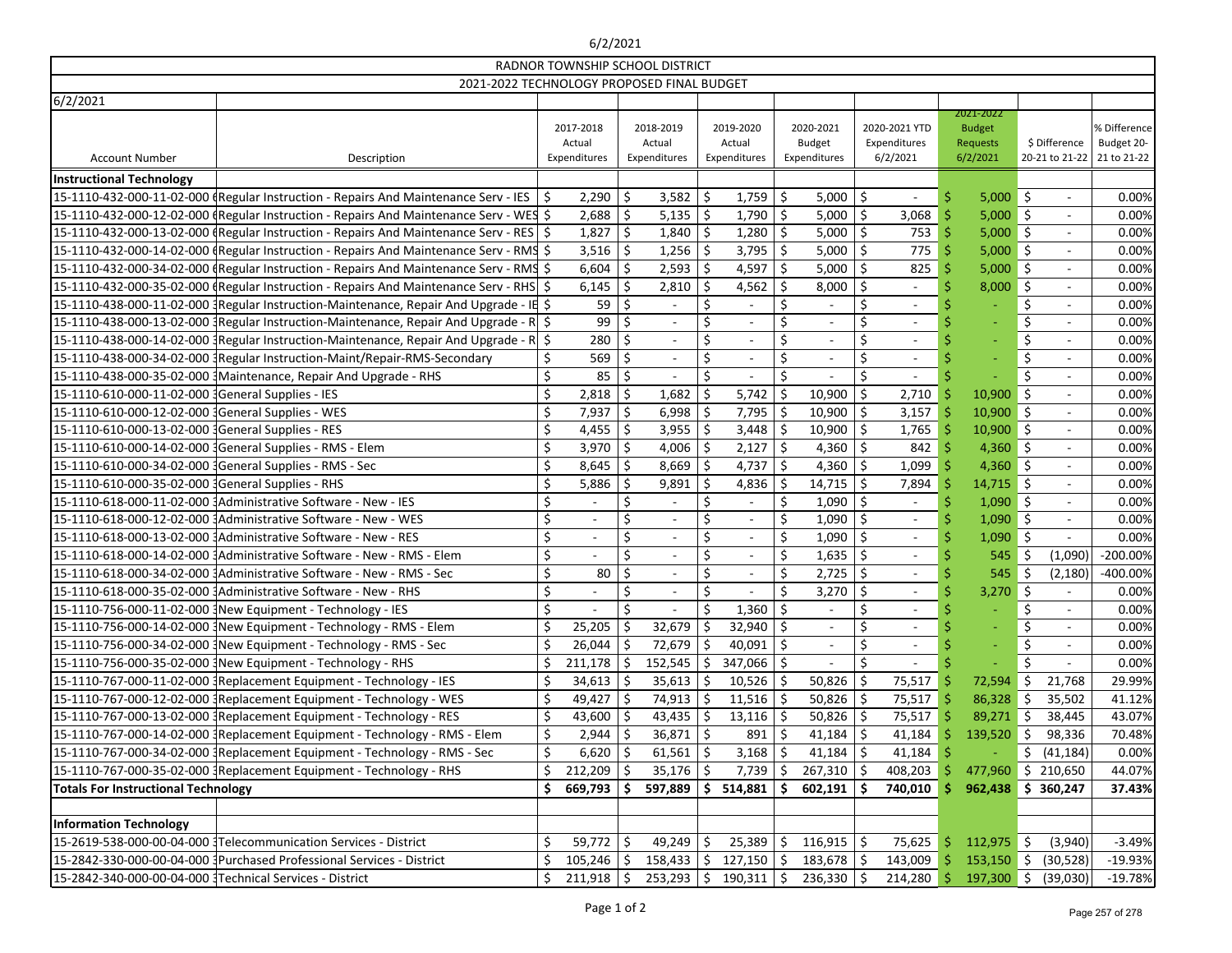RADNOR TOWNSHIP SCHOOL DISTRICT

2021-2022 TECHNOLOGY PROPOSED FINAL BUDGET

6/2/2021

| Account Number | Description | 2017-2018 Actual Expenditures | 2018-2019 Actual Expenditures | 2019-2020 Actual Expenditures | 2020-2021 Budget Expenditures | 2020-2021 YTD Expenditures 6/2/2021 | 2021-2022 Budget Requests 6/2/2021 | $ Difference 20-21 to 21-22 | % Difference Budget 20-21 to 21-22 |
|---|---|---|---|---|---|---|---|---|---|
| **Instructional Technology** | | | | | | | | | |
| 15-1110-432-000-11-02-000 | Regular Instruction - Repairs And Maintenance Serv - IES | $ 2,290 | $ 3,582 | $ 1,759 | $ 5,000 | $ - | $ 5,000 | $ - | 0.00% |
| 15-1110-432-000-12-02-000 | Regular Instruction - Repairs And Maintenance Serv - WES | $ 2,688 | $ 5,135 | $ 1,790 | $ 5,000 | $ 3,068 | $ 5,000 | $ - | 0.00% |
| 15-1110-432-000-13-02-000 | Regular Instruction - Repairs And Maintenance Serv - RES | $ 1,827 | $ 1,840 | $ 1,280 | $ 5,000 | $ 753 | $ 5,000 | $ - | 0.00% |
| 15-1110-432-000-14-02-000 | Regular Instruction - Repairs And Maintenance Serv - RMS | $ 3,516 | $ 1,256 | $ 3,795 | $ 5,000 | $ 775 | $ 5,000 | $ - | 0.00% |
| 15-1110-432-000-34-02-000 | Regular Instruction - Repairs And Maintenance Serv - RMS | $ 6,604 | $ 2,593 | $ 4,597 | $ 5,000 | $ 825 | $ 5,000 | $ - | 0.00% |
| 15-1110-432-000-35-02-000 | Regular Instruction - Repairs And Maintenance Serv - RHS | $ 6,145 | $ 2,810 | $ 4,562 | $ 8,000 | $ - | $ 8,000 | $ - | 0.00% |
| 15-1110-438-000-11-02-000 | Regular Instruction-Maintenance, Repair And Upgrade - IE | $ 59 | $ - | $ - | $ - | $ - | $ - | $ - | 0.00% |
| 15-1110-438-000-13-02-000 | Regular Instruction-Maintenance, Repair And Upgrade - R | $ 99 | $ - | $ - | $ - | $ - | $ - | $ - | 0.00% |
| 15-1110-438-000-14-02-000 | Regular Instruction-Maintenance, Repair And Upgrade - R | $ 280 | $ - | $ - | $ - | $ - | $ - | $ - | 0.00% |
| 15-1110-438-000-34-02-000 | Regular Instruction-Maint/Repair-RMS-Secondary | $ 569 | $ - | $ - | $ - | $ - | $ - | $ - | 0.00% |
| 15-1110-438-000-35-02-000 | Maintenance, Repair And Upgrade - RHS | $ 85 | $ - | $ - | $ - | $ - | $ - | $ - | 0.00% |
| 15-1110-610-000-11-02-000 | General Supplies - IES | $ 2,818 | $ 1,682 | $ 5,742 | $ 10,900 | $ 2,710 | $ 10,900 | $ - | 0.00% |
| 15-1110-610-000-12-02-000 | General Supplies - WES | $ 7,937 | $ 6,998 | $ 7,795 | $ 10,900 | $ 3,157 | $ 10,900 | $ - | 0.00% |
| 15-1110-610-000-13-02-000 | General Supplies - RES | $ 4,455 | $ 3,955 | $ 3,448 | $ 10,900 | $ 1,765 | $ 10,900 | $ - | 0.00% |
| 15-1110-610-000-14-02-000 | General Supplies - RMS - Elem | $ 3,970 | $ 4,006 | $ 2,127 | $ 4,360 | $ 842 | $ 4,360 | $ - | 0.00% |
| 15-1110-610-000-34-02-000 | General Supplies - RMS - Sec | $ 8,645 | $ 8,669 | $ 4,737 | $ 4,360 | $ 1,099 | $ 4,360 | $ - | 0.00% |
| 15-1110-610-000-35-02-000 | General Supplies - RHS | $ 5,886 | $ 9,891 | $ 4,836 | $ 14,715 | $ 7,894 | $ 14,715 | $ - | 0.00% |
| 15-1110-618-000-11-02-000 | Administrative Software - New - IES | $ - | $ - | $ - | $ 1,090 | $ - | $ 1,090 | $ - | 0.00% |
| 15-1110-618-000-12-02-000 | Administrative Software - New - WES | $ - | $ - | $ - | $ 1,090 | $ - | $ 1,090 | $ - | 0.00% |
| 15-1110-618-000-13-02-000 | Administrative Software - New - RES | $ - | $ - | $ - | $ 1,090 | $ - | $ 1,090 | $ - | 0.00% |
| 15-1110-618-000-14-02-000 | Administrative Software - New - RMS - Elem | $ - | $ - | $ - | $ 1,635 | $ - | $ 545 | $ (1,090) | -200.00% |
| 15-1110-618-000-34-02-000 | Administrative Software - New - RMS - Sec | $ 80 | $ - | $ - | $ 2,725 | $ - | $ 545 | $ (2,180) | -400.00% |
| 15-1110-618-000-35-02-000 | Administrative Software - New - RHS | $ - | $ - | $ - | $ 3,270 | $ - | $ 3,270 | $ - | 0.00% |
| 15-1110-756-000-11-02-000 | New Equipment - Technology - IES | $ - | $ - | $ 1,360 | $ - | $ - | $ - | $ - | 0.00% |
| 15-1110-756-000-14-02-000 | New Equipment - Technology - RMS - Elem | $ 25,205 | $ 32,679 | $ 32,940 | $ - | $ - | $ - | $ - | 0.00% |
| 15-1110-756-000-34-02-000 | New Equipment - Technology - RMS - Sec | $ 26,044 | $ 72,679 | $ 40,091 | $ - | $ - | $ - | $ - | 0.00% |
| 15-1110-756-000-35-02-000 | New Equipment - Technology - RHS | $ 211,178 | $ 152,545 | $ 347,066 | $ - | $ - | $ - | $ - | 0.00% |
| 15-1110-767-000-11-02-000 | Replacement Equipment - Technology - IES | $ 34,613 | $ 35,613 | $ 10,526 | $ 50,826 | $ 75,517 | $ 72,594 | $ 21,768 | 29.99% |
| 15-1110-767-000-12-02-000 | Replacement Equipment - Technology - WES | $ 49,427 | $ 74,913 | $ 11,516 | $ 50,826 | $ 75,517 | $ 86,328 | $ 35,502 | 41.12% |
| 15-1110-767-000-13-02-000 | Replacement Equipment - Technology - RES | $ 43,600 | $ 43,435 | $ 13,116 | $ 50,826 | $ 75,517 | $ 89,271 | $ 38,445 | 43.07% |
| 15-1110-767-000-14-02-000 | Replacement Equipment - Technology - RMS - Elem | $ 2,944 | $ 36,871 | $ 891 | $ 41,184 | $ 41,184 | $ 139,520 | $ 98,336 | 70.48% |
| 15-1110-767-000-34-02-000 | Replacement Equipment - Technology - RMS - Sec | $ 6,620 | $ 61,561 | $ 3,168 | $ 41,184 | $ 41,184 | $ - | $ (41,184) | 0.00% |
| 15-1110-767-000-35-02-000 | Replacement Equipment - Technology - RHS | $ 212,209 | $ 35,176 | $ 7,739 | $ 267,310 | $ 408,203 | $ 477,960 | $ 210,650 | 44.07% |
| **Totals For Instructional Technology** | | **$ 669,793** | **$ 597,889** | **$ 514,881** | **$ 602,191** | **$ 740,010** | **$ 962,438** | **$ 360,247** | **37.43%** |
| | | | | | | | | | |
| **Information Technology** | | | | | | | | | |
| 15-2619-538-000-00-04-000 | Telecommunication Services - District | $ 59,772 | $ 49,249 | $ 25,389 | $ 116,915 | $ 75,625 | $ 112,975 | $ (3,940) | -3.49% |
| 15-2842-330-000-00-04-000 | Purchased Professional Services - District | $ 105,246 | $ 158,433 | $ 127,150 | $ 183,678 | $ 143,009 | $ 153,150 | $ (30,528) | -19.93% |
| 15-2842-340-000-00-04-000 | Technical Services - District | $ 211,918 | $ 253,293 | $ 190,311 | $ 236,330 | $ 214,280 | $ 197,300 | $ (39,030) | -19.78% |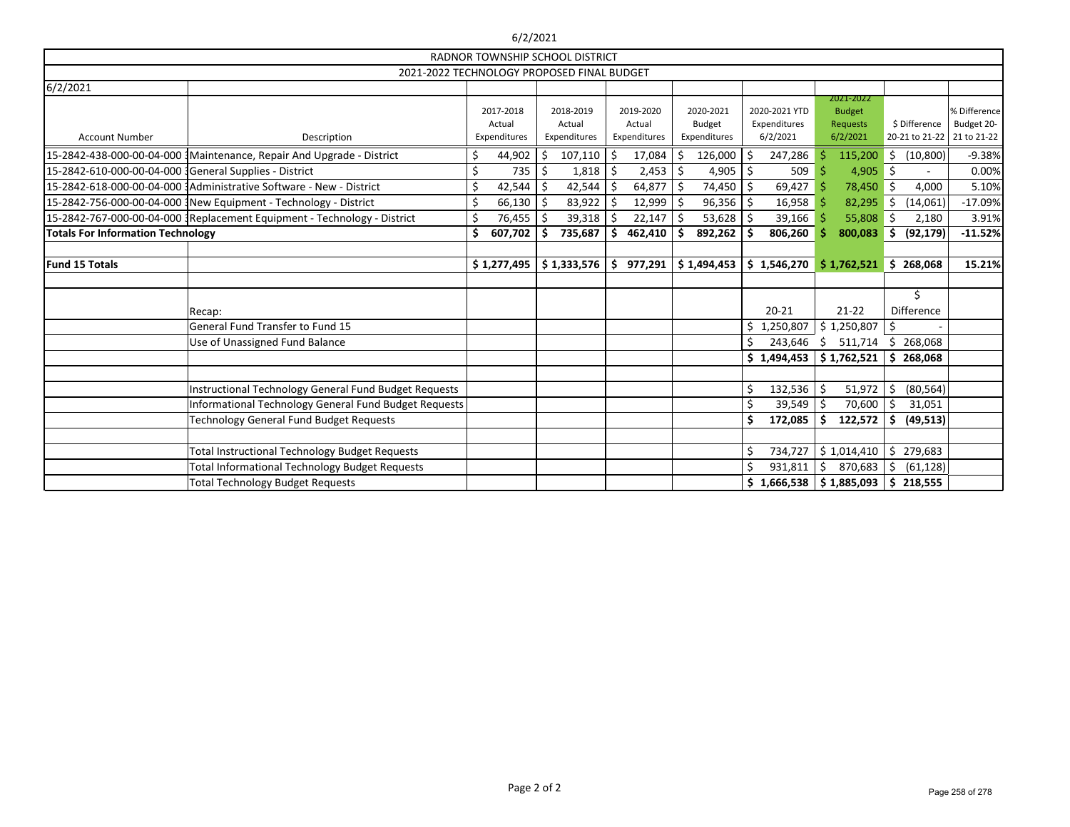RADNOR TOWNSHIP SCHOOL DISTRICT

2021-2022 TECHNOLOGY PROPOSED FINAL BUDGET

6/2/2021

| Account Number | Description | 2017-2018 Actual Expenditures | 2018-2019 Actual Expenditures | 2019-2020 Actual Expenditures | 2020-2021 Budget Expenditures | 2020-2021 YTD Expenditures 6/2/2021 | 2021-2022 Budget Requests 6/2/2021 | $ Difference 20-21 to 21-22 | % Difference Budget 20-21 to 21-22 |
|---|---|---|---|---|---|---|---|---|---|
| 15-2842-438-000-00-04-000 | Maintenance, Repair And Upgrade - District | $ 44,902 | $ 107,110 | $ 17,084 | $ 126,000 | $ 247,286 | $ 115,200 | $ (10,800) | -9.38% |
| 15-2842-610-000-00-04-000 | General Supplies - District | $ 735 | $ 1,818 | $ 2,453 | $ 4,905 | $ 509 | $ 4,905 | $ - | 0.00% |
| 15-2842-618-000-00-04-000 | Administrative Software - New - District | $ 42,544 | $ 42,544 | $ 64,877 | $ 74,450 | $ 69,427 | $ 78,450 | $ 4,000 | 5.10% |
| 15-2842-756-000-00-04-000 | New Equipment - Technology - District | $ 66,130 | $ 83,922 | $ 12,999 | $ 96,356 | $ 16,958 | $ 82,295 | $ (14,061) | -17.09% |
| 15-2842-767-000-00-04-000 | Replacement Equipment - Technology - District | $ 76,455 | $ 39,318 | $ 22,147 | $ 53,628 | $ 39,166 | $ 55,808 | $ 2,180 | 3.91% |
| **Totals For Information Technology** | | **$ 607,702** | **$ 735,687** | **$ 462,410** | **$ 892,262** | **$ 806,260** | **$ 800,083** | **$ (92,179)** | **-11.52%** |
| | | | | | | | | | |
| **Fund 15 Totals** | | **$ 1,277,495** | **$ 1,333,576** | **$ 977,291** | **$ 1,494,453** | **$ 1,546,270** | **$ 1,762,521** | **$ 268,068** | **15.21%** |
| | | | | | | | | | |
| | Recap: | | | | | 20-21 | 21-22 | $ Difference | |
| | General Fund Transfer to Fund 15 | | | | | $ 1,250,807 | $ 1,250,807 | $ - | |
| | Use of Unassigned Fund Balance | | | | | $ 243,646 | $ 511,714 | $ 268,068 | |
| | | | | | | **$ 1,494,453** | **$ 1,762,521** | **$ 268,068** | |
| | | | | | | | | | |
| | Instructional Technology General Fund Budget Requests | | | | | $ 132,536 | $ 51,972 | $ (80,564) | |
| | Informational Technology General Fund Budget Requests | | | | | $ 39,549 | $ 70,600 | $ 31,051 | |
| | Technology General Fund Budget Requests | | | | | **$ 172,085** | **$ 122,572** | **$ (49,513)** | |
| | | | | | | | | | |
| | Total Instructional Technology Budget Requests | | | | | $ 734,727 | $ 1,014,410 | $ 279,683 | |
| | Total Informational Technology Budget Requests | | | | | $ 931,811 | $ 870,683 | $ (61,128) | |
| | Total Technology Budget Requests | | | | | **$ 1,666,538** | **$ 1,885,093** | **$ 218,555** | |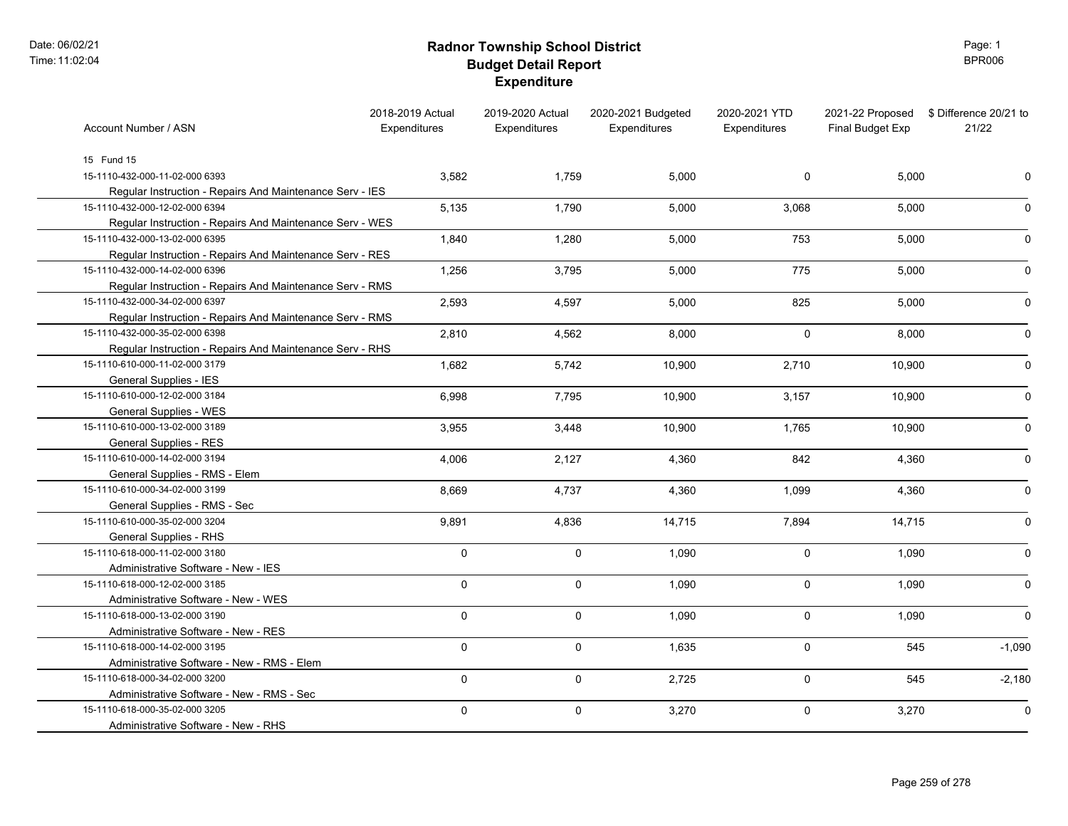# Radnor Township School District
## Budget Detail Report
### Expenditure

| Account Number / ASN | 2018-2019 Actual Expenditures | 2019-2020 Actual Expenditures | 2020-2021 Budgeted Expenditures | 2020-2021 YTD Expenditures | 2021-22 Proposed Final Budget Exp | $ Difference 20/21 to 21/22 |
|---|---|---|---|---|---|---|
| 15 Fund 15 | | | | | | |
| 15-1110-432-000-11-02-000 6393<br>Regular Instruction - Repairs And Maintenance Serv - IES | 3,582 | 1,759 | 5,000 | 0 | 5,000 | 0 |
| 15-1110-432-000-12-02-000 6394<br>Regular Instruction - Repairs And Maintenance Serv - WES | 5,135 | 1,790 | 5,000 | 3,068 | 5,000 | 0 |
| 15-1110-432-000-13-02-000 6395<br>Regular Instruction - Repairs And Maintenance Serv - RES | 1,840 | 1,280 | 5,000 | 753 | 5,000 | 0 |
| 15-1110-432-000-14-02-000 6396<br>Regular Instruction - Repairs And Maintenance Serv - RMS | 1,256 | 3,795 | 5,000 | 775 | 5,000 | 0 |
| 15-1110-432-000-34-02-000 6397<br>Regular Instruction - Repairs And Maintenance Serv - RMS | 2,593 | 4,597 | 5,000 | 825 | 5,000 | 0 |
| 15-1110-432-000-35-02-000 6398<br>Regular Instruction - Repairs And Maintenance Serv - RHS | 2,810 | 4,562 | 8,000 | 0 | 8,000 | 0 |
| 15-1110-610-000-11-02-000 3179<br>General Supplies - IES | 1,682 | 5,742 | 10,900 | 2,710 | 10,900 | 0 |
| 15-1110-610-000-12-02-000 3184<br>General Supplies - WES | 6,998 | 7,795 | 10,900 | 3,157 | 10,900 | 0 |
| 15-1110-610-000-13-02-000 3189<br>General Supplies - RES | 3,955 | 3,448 | 10,900 | 1,765 | 10,900 | 0 |
| 15-1110-610-000-14-02-000 3194<br>General Supplies - RMS - Elem | 4,006 | 2,127 | 4,360 | 842 | 4,360 | 0 |
| 15-1110-610-000-34-02-000 3199<br>General Supplies - RMS - Sec | 8,669 | 4,737 | 4,360 | 1,099 | 4,360 | 0 |
| 15-1110-610-000-35-02-000 3204<br>General Supplies - RHS | 9,891 | 4,836 | 14,715 | 7,894 | 14,715 | 0 |
| 15-1110-618-000-11-02-000 3180<br>Administrative Software - New - IES | 0 | 0 | 1,090 | 0 | 1,090 | 0 |
| 15-1110-618-000-12-02-000 3185<br>Administrative Software - New - WES | 0 | 0 | 1,090 | 0 | 1,090 | 0 |
| 15-1110-618-000-13-02-000 3190<br>Administrative Software - New - RES | 0 | 0 | 1,090 | 0 | 1,090 | 0 |
| 15-1110-618-000-14-02-000 3195<br>Administrative Software - New - RMS - Elem | 0 | 0 | 1,635 | 0 | 545 | -1,090 |
| 15-1110-618-000-34-02-000 3200<br>Administrative Software - New - RMS - Sec | 0 | 0 | 2,725 | 0 | 545 | -2,180 |
| 15-1110-618-000-35-02-000 3205<br>Administrative Software - New - RHS | 0 | 0 | 3,270 | 0 | 3,270 | 0 |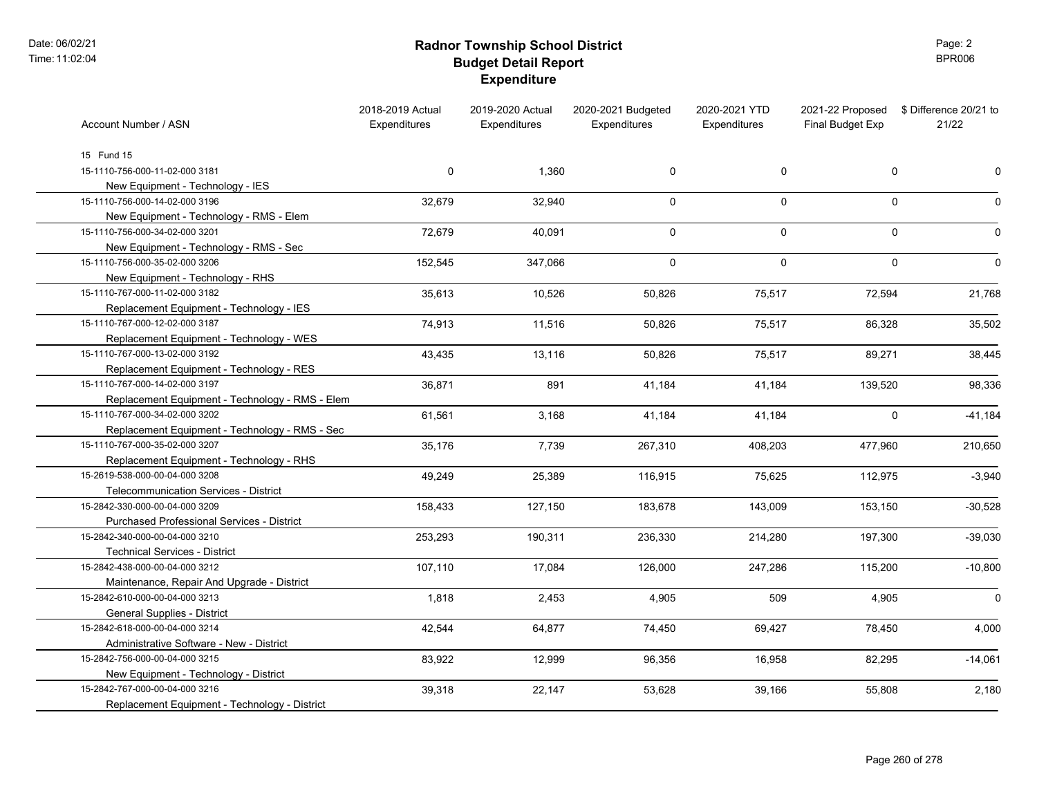# Radnor Township School District
## Budget Detail Report
### Expenditure

| Account Number / ASN | 2018-2019 Actual Expenditures | 2019-2020 Actual Expenditures | 2020-2021 Budgeted Expenditures | 2020-2021 YTD Expenditures | 2021-22 Proposed Final Budget Exp | $ Difference 20/21 to 21/22 |
|---|---|---|---|---|---|---|
| 15 Fund 15 | | | | | | |
| 15-1110-756-000-11-02-000 3181<br>New Equipment - Technology - IES | 0 | 1,360 | 0 | 0 | 0 | 0 |
| 15-1110-756-000-14-02-000 3196<br>New Equipment - Technology - RMS - Elem | 32,679 | 32,940 | 0 | 0 | 0 | 0 |
| 15-1110-756-000-34-02-000 3201<br>New Equipment - Technology - RMS - Sec | 72,679 | 40,091 | 0 | 0 | 0 | 0 |
| 15-1110-756-000-35-02-000 3206<br>New Equipment - Technology - RHS | 152,545 | 347,066 | 0 | 0 | 0 | 0 |
| 15-1110-767-000-11-02-000 3182<br>Replacement Equipment - Technology - IES | 35,613 | 10,526 | 50,826 | 75,517 | 72,594 | 21,768 |
| 15-1110-767-000-12-02-000 3187<br>Replacement Equipment - Technology - WES | 74,913 | 11,516 | 50,826 | 75,517 | 86,328 | 35,502 |
| 15-1110-767-000-13-02-000 3192<br>Replacement Equipment - Technology - RES | 43,435 | 13,116 | 50,826 | 75,517 | 89,271 | 38,445 |
| 15-1110-767-000-14-02-000 3197<br>Replacement Equipment - Technology - RMS - Elem | 36,871 | 891 | 41,184 | 41,184 | 139,520 | 98,336 |
| 15-1110-767-000-34-02-000 3202<br>Replacement Equipment - Technology - RMS - Sec | 61,561 | 3,168 | 41,184 | 41,184 | 0 | -41,184 |
| 15-1110-767-000-35-02-000 3207<br>Replacement Equipment - Technology - RHS | 35,176 | 7,739 | 267,310 | 408,203 | 477,960 | 210,650 |
| 15-2619-538-000-00-04-000 3208<br>Telecommunication Services - District | 49,249 | 25,389 | 116,915 | 75,625 | 112,975 | -3,940 |
| 15-2842-330-000-00-04-000 3209<br>Purchased Professional Services - District | 158,433 | 127,150 | 183,678 | 143,009 | 153,150 | -30,528 |
| 15-2842-340-000-00-04-000 3210<br>Technical Services - District | 253,293 | 190,311 | 236,330 | 214,280 | 197,300 | -39,030 |
| 15-2842-438-000-00-04-000 3212<br>Maintenance, Repair And Upgrade - District | 107,110 | 17,084 | 126,000 | 247,286 | 115,200 | -10,800 |
| 15-2842-610-000-00-04-000 3213<br>General Supplies - District | 1,818 | 2,453 | 4,905 | 509 | 4,905 | 0 |
| 15-2842-618-000-00-04-000 3214<br>Administrative Software - New - District | 42,544 | 64,877 | 74,450 | 69,427 | 78,450 | 4,000 |
| 15-2842-756-000-00-04-000 3215<br>New Equipment - Technology - District | 83,922 | 12,999 | 96,356 | 16,958 | 82,295 | -14,061 |
| 15-2842-767-000-00-04-000 3216<br>Replacement Equipment - Technology - District | 39,318 | 22,147 | 53,628 | 39,166 | 55,808 | 2,180 |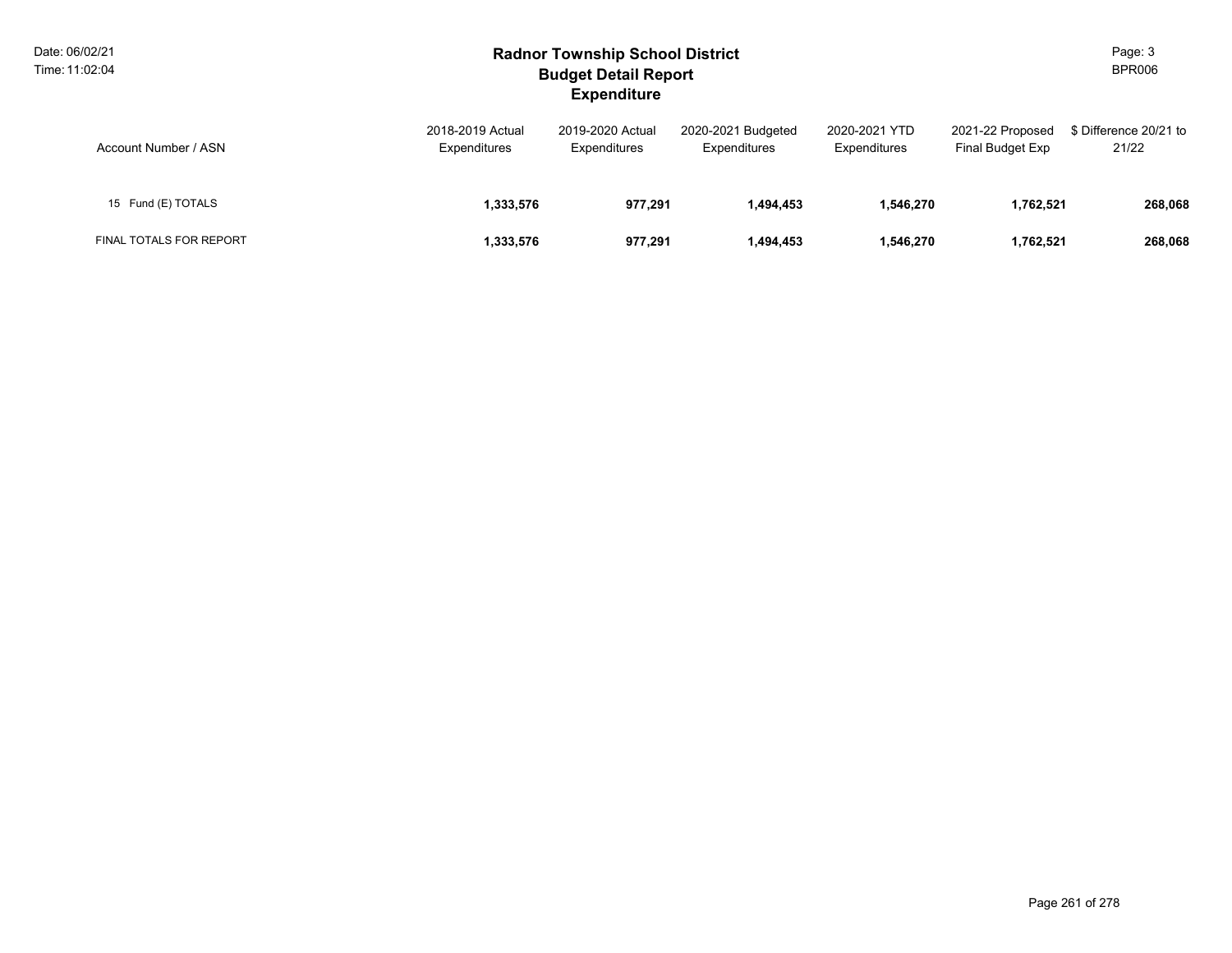# Radnor Township School District
## Budget Detail Report
### Expenditure

| Account Number / ASN | 2018-2019 Actual Expenditures | 2019-2020 Actual Expenditures | 2020-2021 Budgeted Expenditures | 2020-2021 YTD Expenditures | 2021-22 Proposed Final Budget Exp | $ Difference 20/21 to 21/22 |
|---|---|---|---|---|---|---|
| 15 Fund (E) TOTALS | **1,333,576** | **977,291** | **1,494,453** | **1,546,270** | **1,762,521** | **268,068** |
| FINAL TOTALS FOR REPORT | **1,333,576** | **977,291** | **1,494,453** | **1,546,270** | **1,762,521** | **268,068** |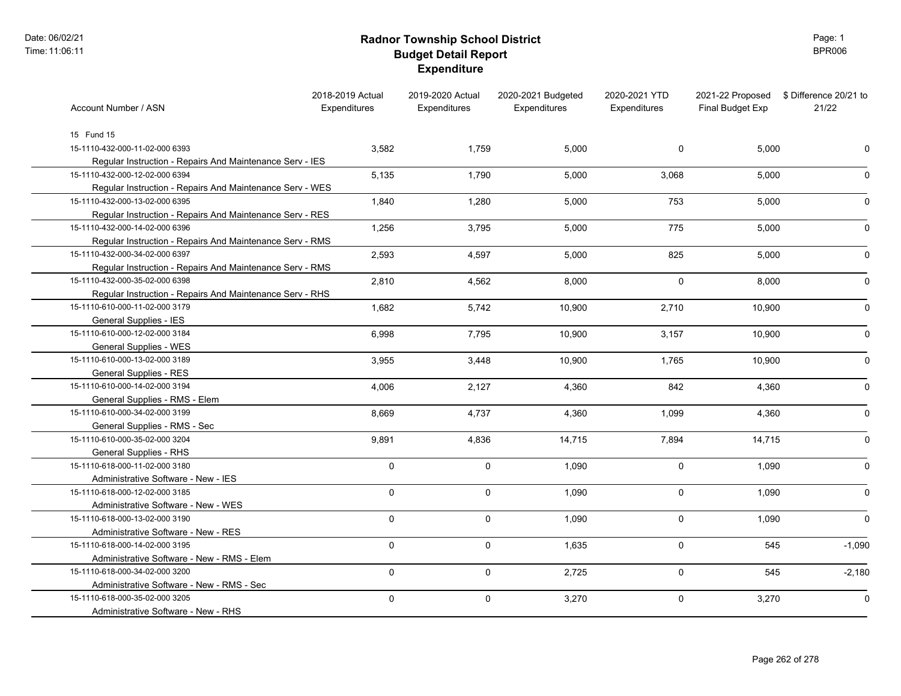# Radnor Township School District
## Budget Detail Report
### Expenditure

| Account Number / ASN | 2018-2019 Actual Expenditures | 2019-2020 Actual Expenditures | 2020-2021 Budgeted Expenditures | 2020-2021 YTD Expenditures | 2021-22 Proposed Final Budget Exp | $ Difference 20/21 to 21/22 |
|---|---|---|---|---|---|---|
| 15 Fund 15 | | | | | | |
| 15-1110-432-000-11-02-000 6393<br>Regular Instruction - Repairs And Maintenance Serv - IES | 3,582 | 1,759 | 5,000 | 0 | 5,000 | 0 |
| 15-1110-432-000-12-02-000 6394<br>Regular Instruction - Repairs And Maintenance Serv - WES | 5,135 | 1,790 | 5,000 | 3,068 | 5,000 | 0 |
| 15-1110-432-000-13-02-000 6395<br>Regular Instruction - Repairs And Maintenance Serv - RES | 1,840 | 1,280 | 5,000 | 753 | 5,000 | 0 |
| 15-1110-432-000-14-02-000 6396<br>Regular Instruction - Repairs And Maintenance Serv - RMS | 1,256 | 3,795 | 5,000 | 775 | 5,000 | 0 |
| 15-1110-432-000-34-02-000 6397<br>Regular Instruction - Repairs And Maintenance Serv - RMS | 2,593 | 4,597 | 5,000 | 825 | 5,000 | 0 |
| 15-1110-432-000-35-02-000 6398<br>Regular Instruction - Repairs And Maintenance Serv - RHS | 2,810 | 4,562 | 8,000 | 0 | 8,000 | 0 |
| 15-1110-610-000-11-02-000 3179<br>General Supplies - IES | 1,682 | 5,742 | 10,900 | 2,710 | 10,900 | 0 |
| 15-1110-610-000-12-02-000 3184<br>General Supplies - WES | 6,998 | 7,795 | 10,900 | 3,157 | 10,900 | 0 |
| 15-1110-610-000-13-02-000 3189<br>General Supplies - RES | 3,955 | 3,448 | 10,900 | 1,765 | 10,900 | 0 |
| 15-1110-610-000-14-02-000 3194<br>General Supplies - RMS - Elem | 4,006 | 2,127 | 4,360 | 842 | 4,360 | 0 |
| 15-1110-610-000-34-02-000 3199<br>General Supplies - RMS - Sec | 8,669 | 4,737 | 4,360 | 1,099 | 4,360 | 0 |
| 15-1110-610-000-35-02-000 3204<br>General Supplies - RHS | 9,891 | 4,836 | 14,715 | 7,894 | 14,715 | 0 |
| 15-1110-618-000-11-02-000 3180<br>Administrative Software - New - IES | 0 | 0 | 1,090 | 0 | 1,090 | 0 |
| 15-1110-618-000-12-02-000 3185<br>Administrative Software - New - WES | 0 | 0 | 1,090 | 0 | 1,090 | 0 |
| 15-1110-618-000-13-02-000 3190<br>Administrative Software - New - RES | 0 | 0 | 1,090 | 0 | 1,090 | 0 |
| 15-1110-618-000-14-02-000 3195<br>Administrative Software - New - RMS - Elem | 0 | 0 | 1,635 | 0 | 545 | -1,090 |
| 15-1110-618-000-34-02-000 3200<br>Administrative Software - New - RMS - Sec | 0 | 0 | 2,725 | 0 | 545 | -2,180 |
| 15-1110-618-000-35-02-000 3205<br>Administrative Software - New - RHS | 0 | 0 | 3,270 | 0 | 3,270 | 0 |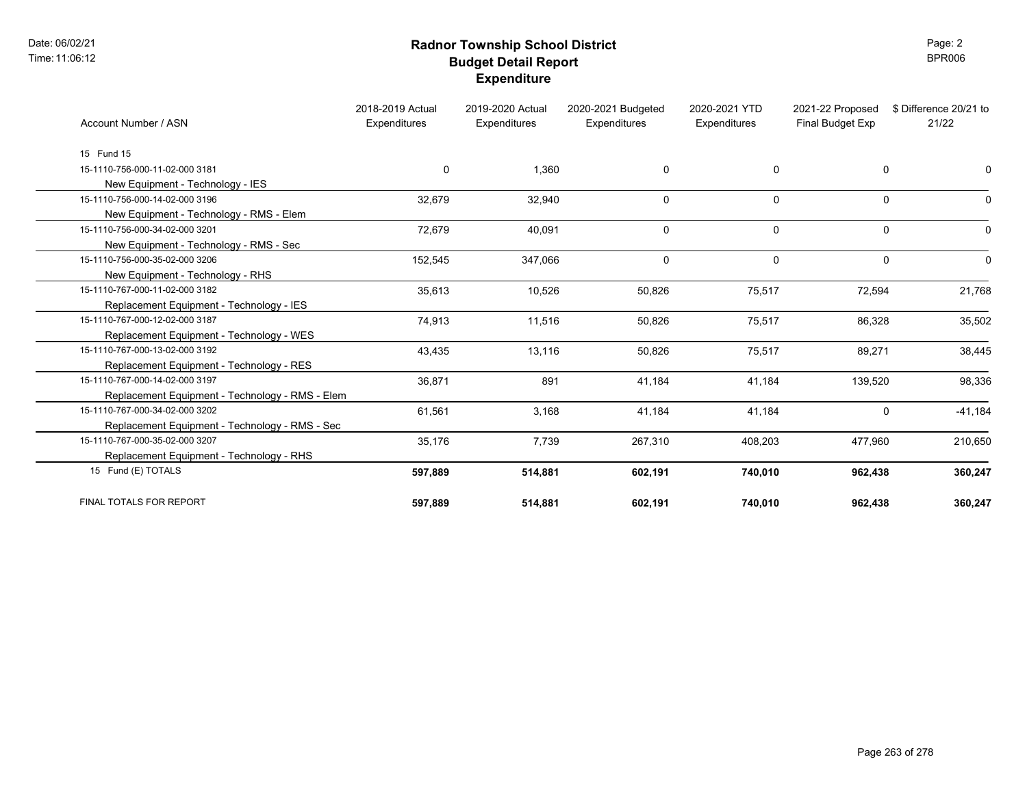# Radnor Township School District
## Budget Detail Report
### Expenditure

| Account Number / ASN | 2018-2019 Actual Expenditures | 2019-2020 Actual Expenditures | 2020-2021 Budgeted Expenditures | 2020-2021 YTD Expenditures | 2021-22 Proposed Final Budget Exp | $ Difference 20/21 to 21/22 |
|---|---|---|---|---|---|---|
| 15 Fund 15 | | | | | | |
| 15-1110-756-000-11-02-000 3181 New Equipment - Technology - IES | 0 | 1,360 | 0 | 0 | 0 | 0 |
| 15-1110-756-000-14-02-000 3196 New Equipment - Technology - RMS - Elem | 32,679 | 32,940 | 0 | 0 | 0 | 0 |
| 15-1110-756-000-34-02-000 3201 New Equipment - Technology - RMS - Sec | 72,679 | 40,091 | 0 | 0 | 0 | 0 |
| 15-1110-756-000-35-02-000 3206 New Equipment - Technology - RHS | 152,545 | 347,066 | 0 | 0 | 0 | 0 |
| 15-1110-767-000-11-02-000 3182 Replacement Equipment - Technology - IES | 35,613 | 10,526 | 50,826 | 75,517 | 72,594 | 21,768 |
| 15-1110-767-000-12-02-000 3187 Replacement Equipment - Technology - WES | 74,913 | 11,516 | 50,826 | 75,517 | 86,328 | 35,502 |
| 15-1110-767-000-13-02-000 3192 Replacement Equipment - Technology - RES | 43,435 | 13,116 | 50,826 | 75,517 | 89,271 | 38,445 |
| 15-1110-767-000-14-02-000 3197 Replacement Equipment - Technology - RMS - Elem | 36,871 | 891 | 41,184 | 41,184 | 139,520 | 98,336 |
| 15-1110-767-000-34-02-000 3202 Replacement Equipment - Technology - RMS - Sec | 61,561 | 3,168 | 41,184 | 41,184 | 0 | -41,184 |
| 15-1110-767-000-35-02-000 3207 Replacement Equipment - Technology - RHS | 35,176 | 7,739 | 267,310 | 408,203 | 477,960 | 210,650 |
| 15 Fund (E) TOTALS | **597,889** | **514,881** | **602,191** | **740,010** | **962,438** | **360,247** |
| FINAL TOTALS FOR REPORT | **597,889** | **514,881** | **602,191** | **740,010** | **962,438** | **360,247** |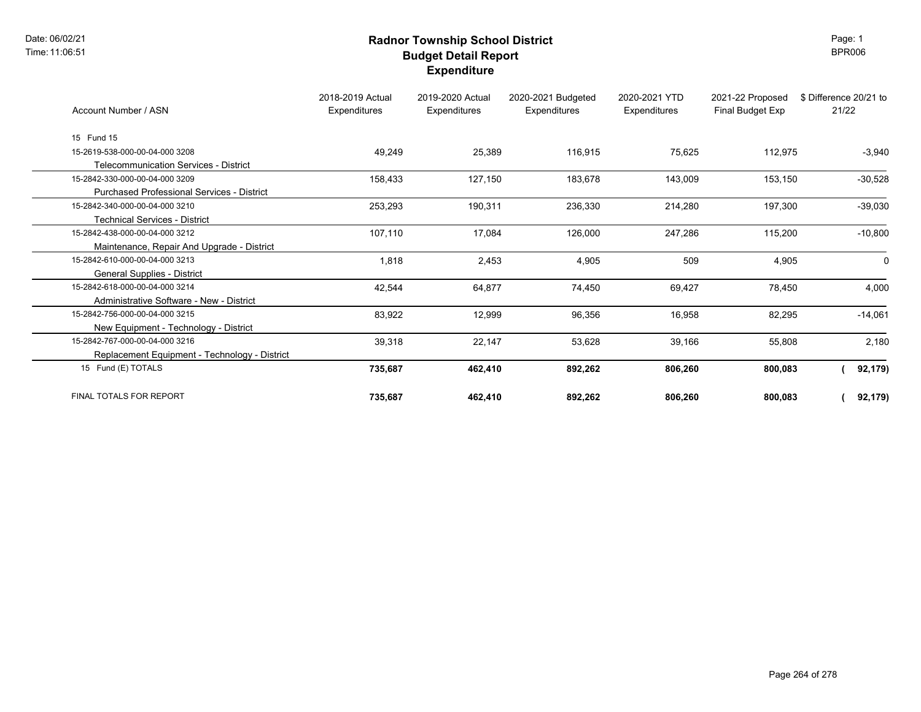# Radnor Township School District
## Budget Detail Report
### Expenditure

Date: 06/02/21
Time: 11:06:51

BPR006

| Account Number / ASN | 2018-2019 Actual Expenditures | 2019-2020 Actual Expenditures | 2020-2021 Budgeted Expenditures | 2020-2021 YTD Expenditures | 2021-22 Proposed Final Budget Exp | $ Difference 20/21 to 21/22 |
|---|---|---|---|---|---|---|
| 15 Fund 15 | | | | | | |
| 15-2619-538-000-00-04-000 3208 Telecommunication Services - District | 49,249 | 25,389 | 116,915 | 75,625 | 112,975 | -3,940 |
| 15-2842-330-000-00-04-000 3209 Purchased Professional Services - District | 158,433 | 127,150 | 183,678 | 143,009 | 153,150 | -30,528 |
| 15-2842-340-000-00-04-000 3210 Technical Services - District | 253,293 | 190,311 | 236,330 | 214,280 | 197,300 | -39,030 |
| 15-2842-438-000-00-04-000 3212 Maintenance, Repair And Upgrade - District | 107,110 | 17,084 | 126,000 | 247,286 | 115,200 | -10,800 |
| 15-2842-610-000-00-04-000 3213 General Supplies - District | 1,818 | 2,453 | 4,905 | 509 | 4,905 | 0 |
| 15-2842-618-000-00-04-000 3214 Administrative Software - New - District | 42,544 | 64,877 | 74,450 | 69,427 | 78,450 | 4,000 |
| 15-2842-756-000-00-04-000 3215 New Equipment - Technology - District | 83,922 | 12,999 | 96,356 | 16,958 | 82,295 | -14,061 |
| 15-2842-767-000-00-04-000 3216 Replacement Equipment - Technology - District | 39,318 | 22,147 | 53,628 | 39,166 | 55,808 | 2,180 |
| **15 Fund (E) TOTALS** | **735,687** | **462,410** | **892,262** | **806,260** | **800,083** | **( 92,179)** |
| **FINAL TOTALS FOR REPORT** | **735,687** | **462,410** | **892,262** | **806,260** | **800,083** | **( 92,179)** |